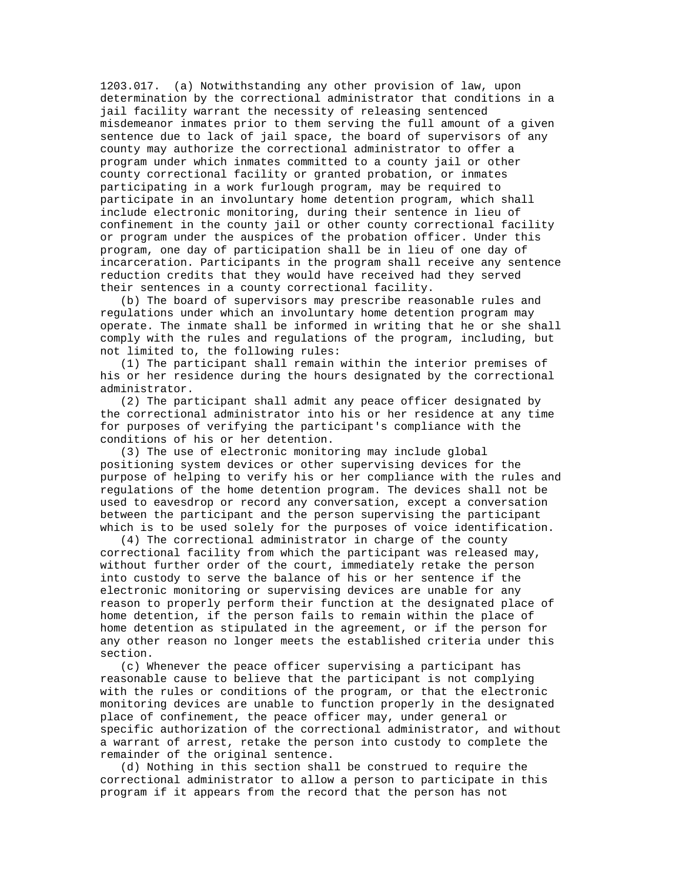1203.017. (a) Notwithstanding any other provision of law, upon determination by the correctional administrator that conditions in a jail facility warrant the necessity of releasing sentenced misdemeanor inmates prior to them serving the full amount of a given sentence due to lack of jail space, the board of supervisors of any county may authorize the correctional administrator to offer a program under which inmates committed to a county jail or other county correctional facility or granted probation, or inmates participating in a work furlough program, may be required to participate in an involuntary home detention program, which shall include electronic monitoring, during their sentence in lieu of confinement in the county jail or other county correctional facility or program under the auspices of the probation officer. Under this program, one day of participation shall be in lieu of one day of incarceration. Participants in the program shall receive any sentence reduction credits that they would have received had they served their sentences in a county correctional facility.

(b) The board of supervisors may prescribe reasonable rules and regulations under which an involuntary home detention program may operate. The inmate shall be informed in writing that he or she shall comply with the rules and regulations of the program, including, but not limited to, the following rules:

(1) The participant shall remain within the interior premises of his or her residence during the hours designated by the correctional administrator.

(2) The participant shall admit any peace officer designated by the correctional administrator into his or her residence at any time for purposes of verifying the participant's compliance with the conditions of his or her detention.

(3) The use of electronic monitoring may include global positioning system devices or other supervising devices for the purpose of helping to verify his or her compliance with the rules and regulations of the home detention program. The devices shall not be used to eavesdrop or record any conversation, except a conversation between the participant and the person supervising the participant which is to be used solely for the purposes of voice identification.

(4) The correctional administrator in charge of the county correctional facility from which the participant was released may, without further order of the court, immediately retake the person into custody to serve the balance of his or her sentence if the electronic monitoring or supervising devices are unable for any reason to properly perform their function at the designated place of home detention, if the person fails to remain within the place of home detention as stipulated in the agreement, or if the person for any other reason no longer meets the established criteria under this section.

(c) Whenever the peace officer supervising a participant has reasonable cause to believe that the participant is not complying with the rules or conditions of the program, or that the electronic monitoring devices are unable to function properly in the designated place of confinement, the peace officer may, under general or specific authorization of the correctional administrator, and without a warrant of arrest, retake the person into custody to complete the remainder of the original sentence.

(d) Nothing in this section shall be construed to require the correctional administrator to allow a person to participate in this program if it appears from the record that the person has not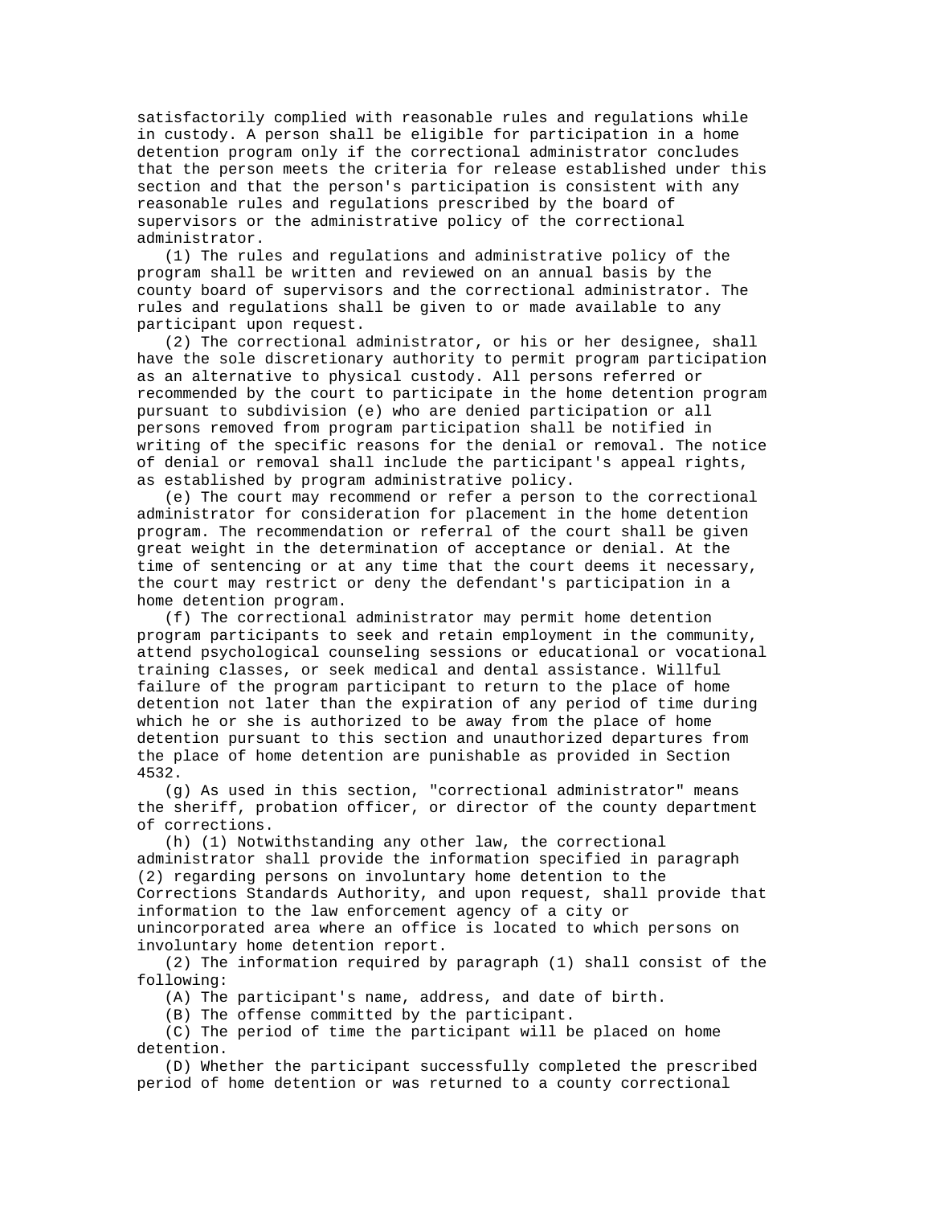satisfactorily complied with reasonable rules and regulations while in custody. A person shall be eligible for participation in a home detention program only if the correctional administrator concludes that the person meets the criteria for release established under this section and that the person's participation is consistent with any reasonable rules and regulations prescribed by the board of supervisors or the administrative policy of the correctional administrator.

(1) The rules and regulations and administrative policy of the program shall be written and reviewed on an annual basis by the county board of supervisors and the correctional administrator. The rules and regulations shall be given to or made available to any participant upon request.

(2) The correctional administrator, or his or her designee, shall have the sole discretionary authority to permit program participation as an alternative to physical custody. All persons referred or recommended by the court to participate in the home detention program pursuant to subdivision (e) who are denied participation or all persons removed from program participation shall be notified in writing of the specific reasons for the denial or removal. The notice of denial or removal shall include the participant's appeal rights, as established by program administrative policy.

(e) The court may recommend or refer a person to the correctional administrator for consideration for placement in the home detention program. The recommendation or referral of the court shall be given great weight in the determination of acceptance or denial. At the time of sentencing or at any time that the court deems it necessary, the court may restrict or deny the defendant's participation in a home detention program.

(f) The correctional administrator may permit home detention program participants to seek and retain employment in the community, attend psychological counseling sessions or educational or vocational training classes, or seek medical and dental assistance. Willful failure of the program participant to return to the place of home detention not later than the expiration of any period of time during which he or she is authorized to be away from the place of home detention pursuant to this section and unauthorized departures from the place of home detention are punishable as provided in Section 4532.

(g) As used in this section, "correctional administrator" means the sheriff, probation officer, or director of the county department of corrections.

(h) (1) Notwithstanding any other law, the correctional administrator shall provide the information specified in paragraph (2) regarding persons on involuntary home detention to the Corrections Standards Authority, and upon request, shall provide that information to the law enforcement agency of a city or unincorporated area where an office is located to which persons on involuntary home detention report.

(2) The information required by paragraph (1) shall consist of the following:

(A) The participant's name, address, and date of birth.

(B) The offense committed by the participant.

(C) The period of time the participant will be placed on home detention.

(D) Whether the participant successfully completed the prescribed period of home detention or was returned to a county correctional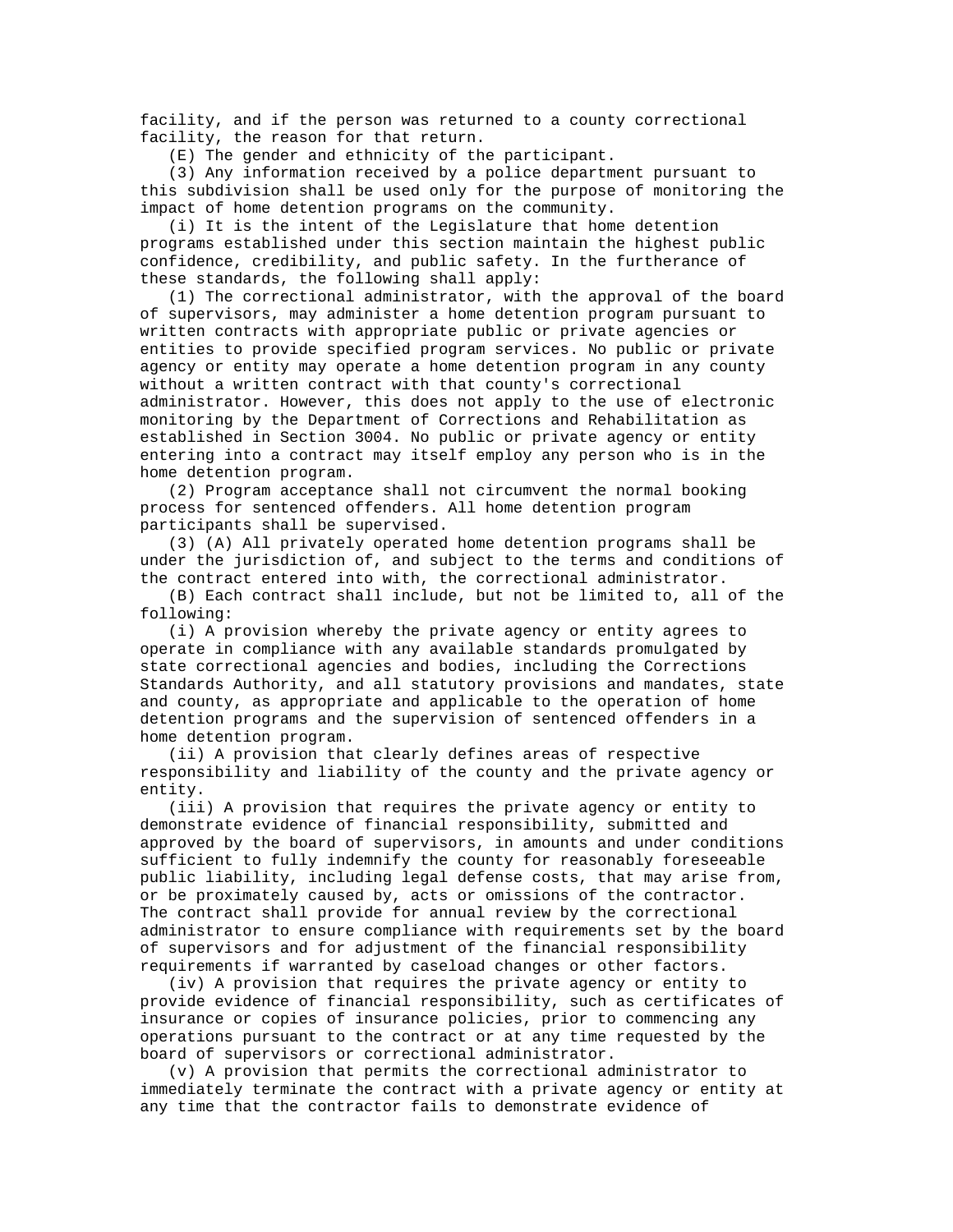facility, and if the person was returned to a county correctional facility, the reason for that return.

(E) The gender and ethnicity of the participant.

(3) Any information received by a police department pursuant to this subdivision shall be used only for the purpose of monitoring the impact of home detention programs on the community.

(i) It is the intent of the Legislature that home detention programs established under this section maintain the highest public confidence, credibility, and public safety. In the furtherance of these standards, the following shall apply:

(1) The correctional administrator, with the approval of the board of supervisors, may administer a home detention program pursuant to written contracts with appropriate public or private agencies or entities to provide specified program services. No public or private agency or entity may operate a home detention program in any county without a written contract with that county's correctional administrator. However, this does not apply to the use of electronic monitoring by the Department of Corrections and Rehabilitation as established in Section 3004. No public or private agency or entity entering into a contract may itself employ any person who is in the home detention program.

(2) Program acceptance shall not circumvent the normal booking process for sentenced offenders. All home detention program participants shall be supervised.

(3) (A) All privately operated home detention programs shall be under the jurisdiction of, and subject to the terms and conditions of the contract entered into with, the correctional administrator.

(B) Each contract shall include, but not be limited to, all of the following:

(i) A provision whereby the private agency or entity agrees to operate in compliance with any available standards promulgated by state correctional agencies and bodies, including the Corrections Standards Authority, and all statutory provisions and mandates, state and county, as appropriate and applicable to the operation of home detention programs and the supervision of sentenced offenders in a home detention program.

(ii) A provision that clearly defines areas of respective responsibility and liability of the county and the private agency or entity.

(iii) A provision that requires the private agency or entity to demonstrate evidence of financial responsibility, submitted and approved by the board of supervisors, in amounts and under conditions sufficient to fully indemnify the county for reasonably foreseeable public liability, including legal defense costs, that may arise from, or be proximately caused by, acts or omissions of the contractor. The contract shall provide for annual review by the correctional administrator to ensure compliance with requirements set by the board of supervisors and for adjustment of the financial responsibility requirements if warranted by caseload changes or other factors.

(iv) A provision that requires the private agency or entity to provide evidence of financial responsibility, such as certificates of insurance or copies of insurance policies, prior to commencing any operations pursuant to the contract or at any time requested by the board of supervisors or correctional administrator.

(v) A provision that permits the correctional administrator to immediately terminate the contract with a private agency or entity at any time that the contractor fails to demonstrate evidence of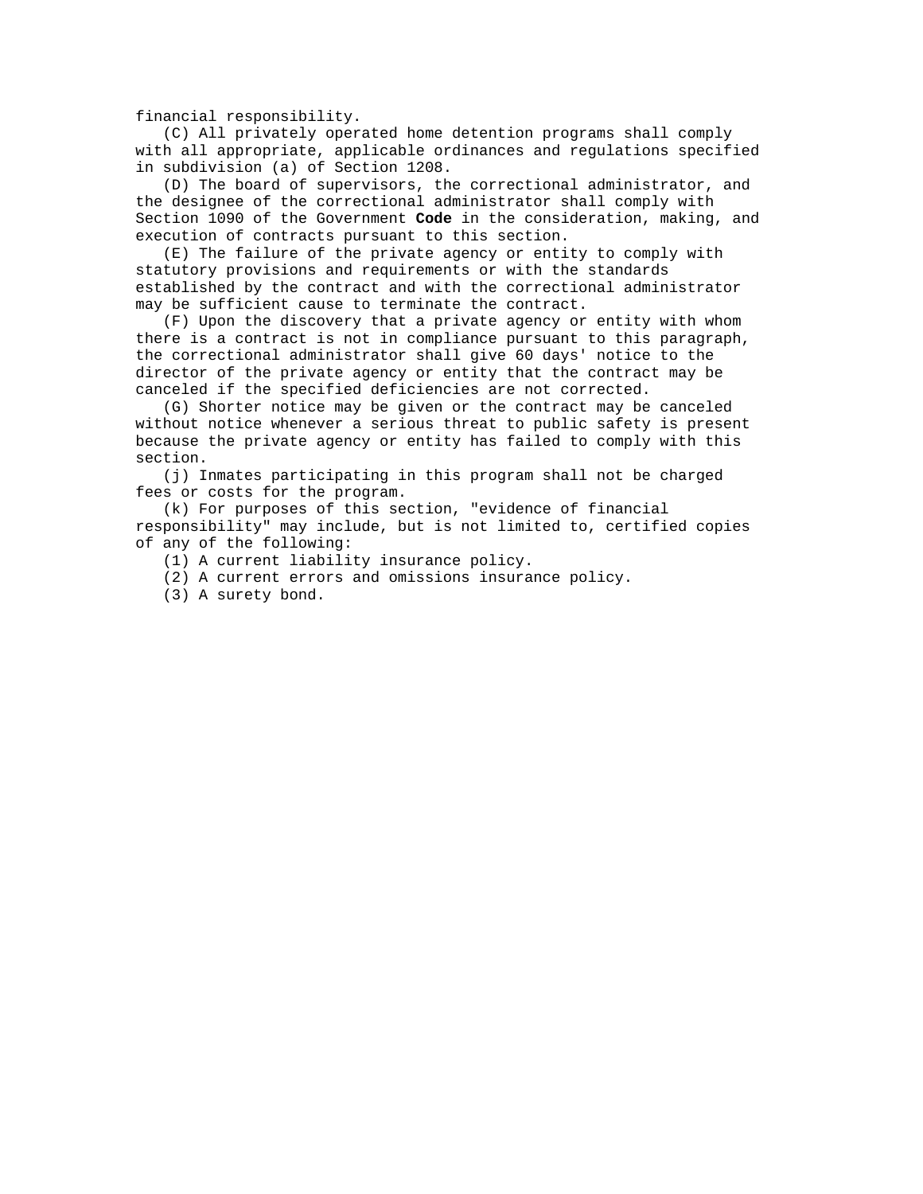financial responsibility.

(C) All privately operated home detention programs shall comply with all appropriate, applicable ordinances and regulations specified in subdivision (a) of Section 1208.

(D) The board of supervisors, the correctional administrator, and the designee of the correctional administrator shall comply with Section 1090 of the Government **Code** in the consideration, making, and execution of contracts pursuant to this section.

(E) The failure of the private agency or entity to comply with statutory provisions and requirements or with the standards established by the contract and with the correctional administrator may be sufficient cause to terminate the contract.

(F) Upon the discovery that a private agency or entity with whom there is a contract is not in compliance pursuant to this paragraph, the correctional administrator shall give 60 days' notice to the director of the private agency or entity that the contract may be canceled if the specified deficiencies are not corrected.

(G) Shorter notice may be given or the contract may be canceled without notice whenever a serious threat to public safety is present because the private agency or entity has failed to comply with this section.

(j) Inmates participating in this program shall not be charged fees or costs for the program.

(k) For purposes of this section, "evidence of financial responsibility" may include, but is not limited to, certified copies of any of the following:

(1) A current liability insurance policy.

(2) A current errors and omissions insurance policy.

(3) A surety bond.